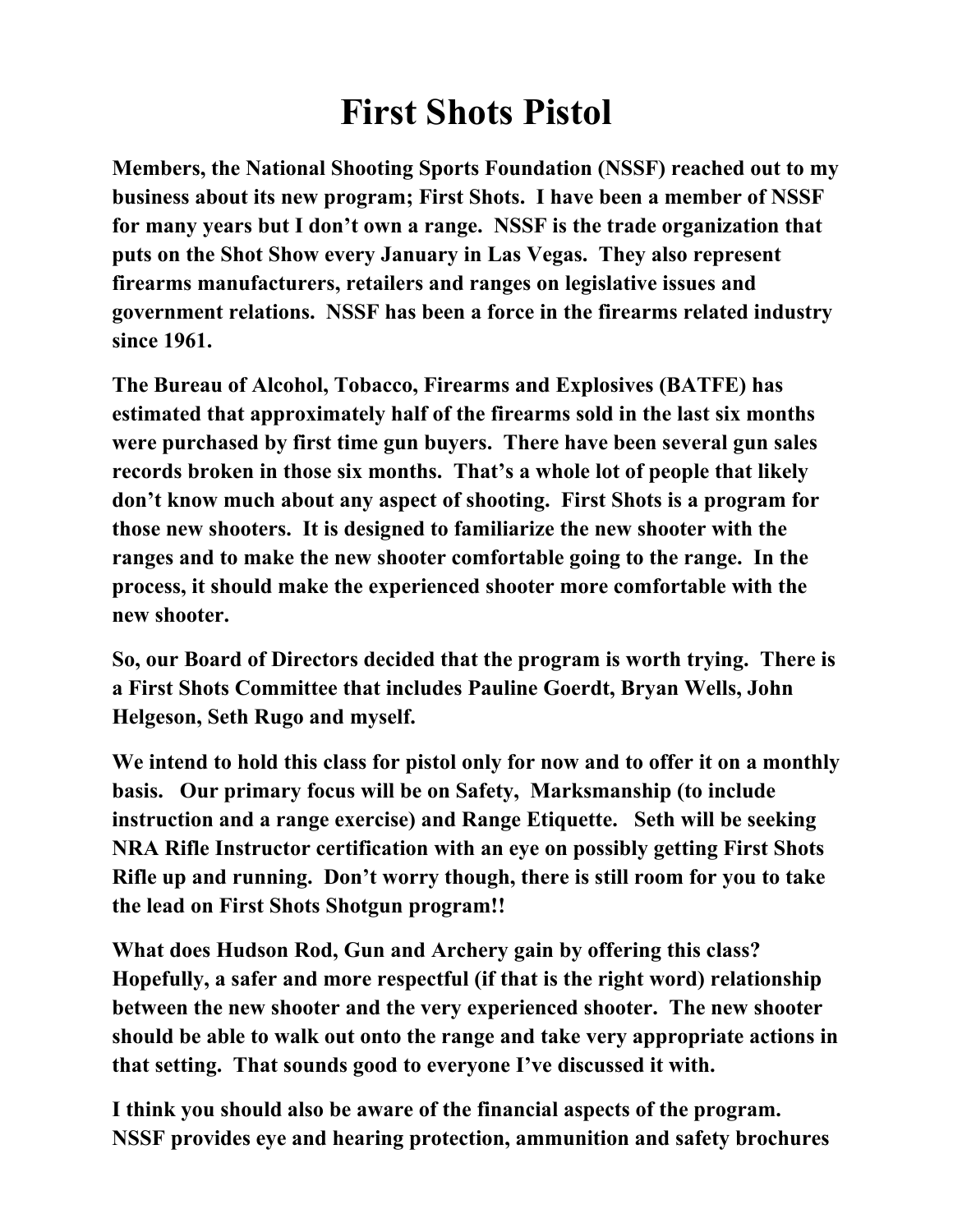# First Shots Pistol

**Members, the National Shooting Sports Foundation (NSSF) reached out to my business about its new program; First Shots. I have been a member of NSSF for many years but I don't own a range. NSSF is the trade organization that puts on the Shot Show every January in Las Vegas. They also represent firearms manufacturers, retailers and ranges on legislative issues and government relations. NSSF has been a force in the firearms related industry since 1961.**

**The Bureau of Alcohol, Tobacco, Firearms and Explosives (BATFE) has estimated that approximately half of the firearms sold in the last six months were purchased by first time gun buyers. There have been several gun sales records broken in those six months. That's a whole lot of people that likely don't know much about any aspect of shooting. First Shots is a program for those new shooters. It is designed to familiarize the new shooter with the ranges and to make the new shooter comfortable going to the range. In the process, it should make the experienced shooter more comfortable with the new shooter.**

**So, our Board of Directors decided that the program is worth trying. There is a First Shots Committee that includes Pauline Goerdt, Bryan Wells, John Helgeson, Seth Rugo and myself.**

**We intend to hold this class for pistol only for now and to offer it on a monthly basis. Our primary focus will be on Safety, Marksmanship (to include instruction and a range exercise) and Range Etiquette. Seth will be seeking NRA Rifle Instructor certification with an eye on possibly getting First Shots Rifle up and running. Don't worry though, there is still room for you to take the lead on First Shots Shotgun program!!**

**What does Hudson Rod, Gun and Archery gain by offering this class? Hopefully, a safer and more respectful (if that is the right word) relationship between the new shooter and the very experienced shooter. The new shooter should be able to walk out onto the range and take very appropriate actions in that setting. That sounds good to everyone I've discussed it with.**

**I think you should also be aware of the financial aspects of the program. NSSF provides eye and hearing protection, ammunition and safety brochures**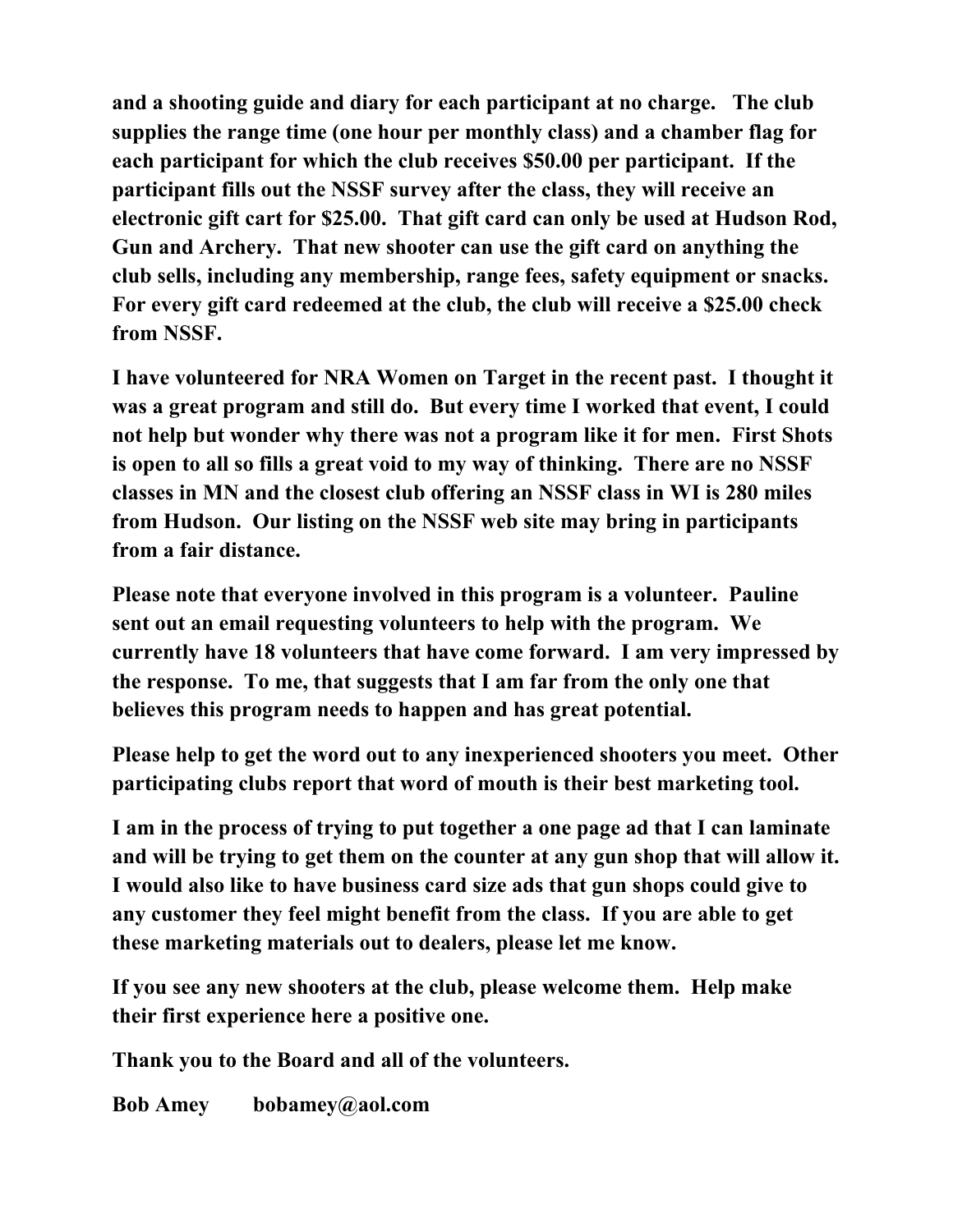**and a shooting guide and diary for each participant at no charge. The club supplies the range time (one hour per monthly class) and a chamber flag for each participant for which the club receives $50.00 per participant. If the participant fills out the NSSF survey after the class, they will receive an electronic gift cart for $25.00. That gift card can only be used at Hudson Rod, Gun and Archery. That new shooter can use the gift card on anything the club sells, including any membership, range fees, safety equipment or snacks. For every gift card redeemed at the club, the club will receive a $25.00 check from NSSF.**

**I have volunteered for NRA Women on Target in the recent past. I thought it was a great program and still do. But every time I worked that event, I could not help but wonder why there was not a program like it for men. First Shots is open to all so fills a great void to my way of thinking. There are no NSSF classes in MN and the closest club offering an NSSF class in WI is 280 miles from Hudson. Our listing on the NSSF web site may bring in participants from a fair distance.**

**Please note that everyone involved in this program is a volunteer. Pauline sent out an email requesting volunteers to help with the program. We currently have 18 volunteers that have come forward. I am very impressed by the response. To me, that suggests that I am far from the only one that believes this program needs to happen and has great potential.**

**Please help to get the word out to any inexperienced shooters you meet. Other participating clubs report that word of mouth is their best marketing tool.**

**I am in the process of trying to put together a one page ad that I can laminate and will be trying to get them on the counter at any gun shop that will allow it. I would also like to have business card size ads that gun shops could give to any customer they feel might benefit from the class. If you are able to get these marketing materials out to dealers, please let me know.**

**If you see any new shooters at the club, please welcome them. Help make their first experience here a positive one.**

**Thank you to the Board and all of the volunteers.**

**Bob Amey bobamey@aol.com**